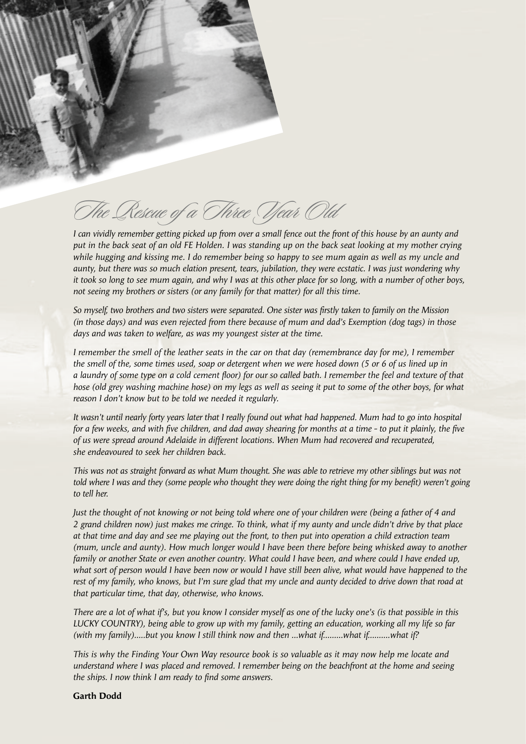# The Rescue of a Three Year Old

*I can vividly remember getting picked up from over a small fence out the front of this house by an aunty and put in the back seat of an old FE Holden. I was standing up on the back seat looking at my mother crying while hugging and kissing me. I do remember being so happy to see mum again as well as my uncle and aunty, but there was so much elation present, tears, jubilation, they were ecstatic. I was just wondering why it took so long to see mum again, and why I was at this other place for so long, with a number of other boys, not seeing my brothers or sisters (or any family for that matter) for all this time.*

*So myself, two brothers and two sisters were separated. One sister was firstly taken to family on the Mission (in those days) and was even rejected from there because of mum and dad's Exemption (dog tags) in those days and was taken to welfare, as was my youngest sister at the time.*

*I remember the smell of the leather seats in the car on that day (remembrance day for me), I remember the smell of the, some times used, soap or detergent when we were hosed down (5 or 6 of us lined up in a laundry of some type on a cold cement floor) for our so called bath. I remember the feel and texture of that hose (old grey washing machine hose) on my legs as well as seeing it put to some of the other boys, for what reason I don't know but to be told we needed it regularly.*

*It wasn't until nearly forty years later that I really found out what had happened. Mum had to go into hospital for a few weeks, and with five children, and dad away shearing for months at a time - to put it plainly, the five of us were spread around Adelaide in different locations. When Mum had recovered and recuperated, she endeavoured to seek her children back.*

*This was not as straight forward as what Mum thought. She was able to retrieve my other siblings but was not told where I was and they (some people who thought they were doing the right thing for my benefit) weren't going to tell her.*

*Just the thought of not knowing or not being told where one of your children were (being a father of 4 and 2 grand children now) just makes me cringe. To think, what if my aunty and uncle didn't drive by that place at that time and day and see me playing out the front, to then put into operation a child extraction team (mum, uncle and aunty). How much longer would I have been there before being whisked away to another family or another State or even another country. What could I have been, and where could I have ended up, what sort of person would I have been now or would I have still been alive, what would have happened to the rest of my family, who knows, but I'm sure glad that my uncle and aunty decided to drive down that road at that particular time, that day, otherwise, who knows.*

*There are a lot of what if's, but you know I consider myself as one of the lucky one's (is that possible in this LUCKY COUNTRY), being able to grow up with my family, getting an education, working all my life so far (with my family).....but you know I still think now and then ...what if.........what if..........what if?*

*This is why the Finding Your Own Way resource book is so valuable as it may now help me locate and understand where I was placed and removed. I remember being on the beachfront at the home and seeing the ships. I now think I am ready to find some answers.*

**Garth Dodd**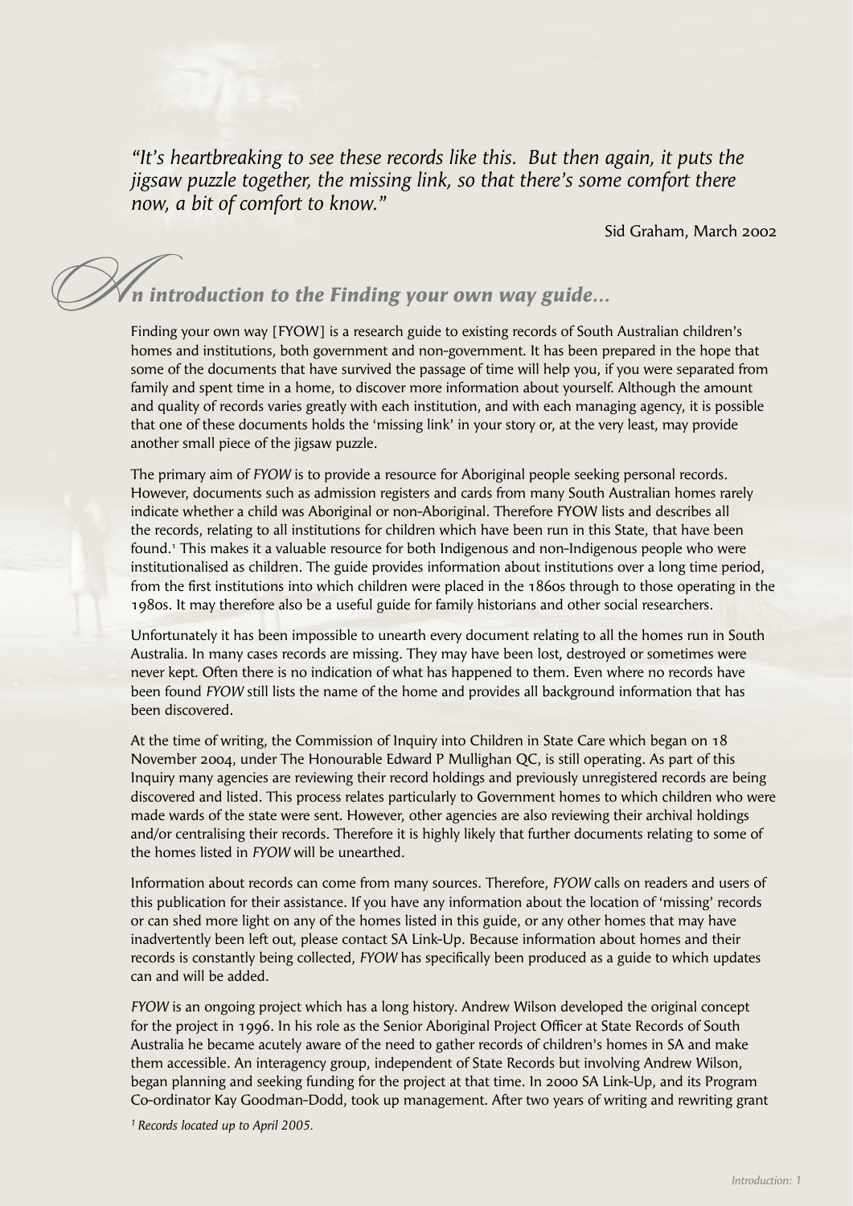*"It's heartbreaking to see these records like this. But then again, it puts the jigsaw puzzle together, the missing link, so that there's some comfort there now, a bit of comfort to know."*

Sid Graham, March 2002

## *An introduction to the Finding your own way guide…*

Finding your own way [FYOW] is a research guide to existing records of South Australian children's homes and institutions, both government and non-government. It has been prepared in the hope that some of the documents that have survived the passage of time will help you, if you were separated from family and spent time in a home, to discover more information about yourself. Although the amount and quality of records varies greatly with each institution, and with each managing agency, it is possible that one of these documents holds the 'missing link' in your story or, at the very least, may provide another small piece of the jigsaw puzzle.

The primary aim of *FYOW* is to provide a resource for Aboriginal people seeking personal records. However, documents such as admission registers and cards from many South Australian homes rarely indicate whether a child was Aboriginal or non-Aboriginal. Therefore FYOW lists and describes all the records, relating to all institutions for children which have been run in this State, that have been found.[1] This makes it a valuable resource for both Indigenous and non-Indigenous people who were institutionalised as children. The guide provides information about institutions over a long time period, from the first institutions into which children were placed in the 1860s through to those operating in the 1980s. It may therefore also be a useful guide for family historians and other social researchers.

Unfortunately it has been impossible to unearth every document relating to all the homes run in South Australia. In many cases records are missing. They may have been lost, destroyed or sometimes were never kept. Often there is no indication of what has happened to them. Even where no records have been found *FYOW* still lists the name of the home and provides all background information that has been discovered.

At the time of writing, the Commission of Inquiry into Children in State Care which began on 18 November 2004, under The Honourable Edward P Mullighan QC, is still operating. As part of this Inquiry many agencies are reviewing their record holdings and previously unregistered records are being discovered and listed. This process relates particularly to Government homes to which children who were made wards of the state were sent. However, other agencies are also reviewing their archival holdings and/or centralising their records. Therefore it is highly likely that further documents relating to some of the homes listed in *FYOW* will be unearthed.

Information about records can come from many sources. Therefore, *FYOW* calls on readers and users of this publication for their assistance. If you have any information about the location of 'missing' records or can shed more light on any of the homes listed in this guide, or any other homes that may have inadvertently been left out, please contact SA Link-Up. Because information about homes and their records is constantly being collected, *FYOW* has specifically been produced as a guide to which updates can and will be added.

*FYOW* is an ongoing project which has a long history. Andrew Wilson developed the original concept for the project in 1996. In his role as the Senior Aboriginal Project Officer at State Records of South Australia he became acutely aware of the need to gather records of children's homes in SA and make them accessible. An interagency group, independent of State Records but involving Andrew Wilson, began planning and seeking funding for the project at that time. In 2000 SA Link-Up, and its Program Co-ordinator Kay Goodman-Dodd, took up management. After two years of writing and rewriting grant

*[1] Records located up to April 2005.*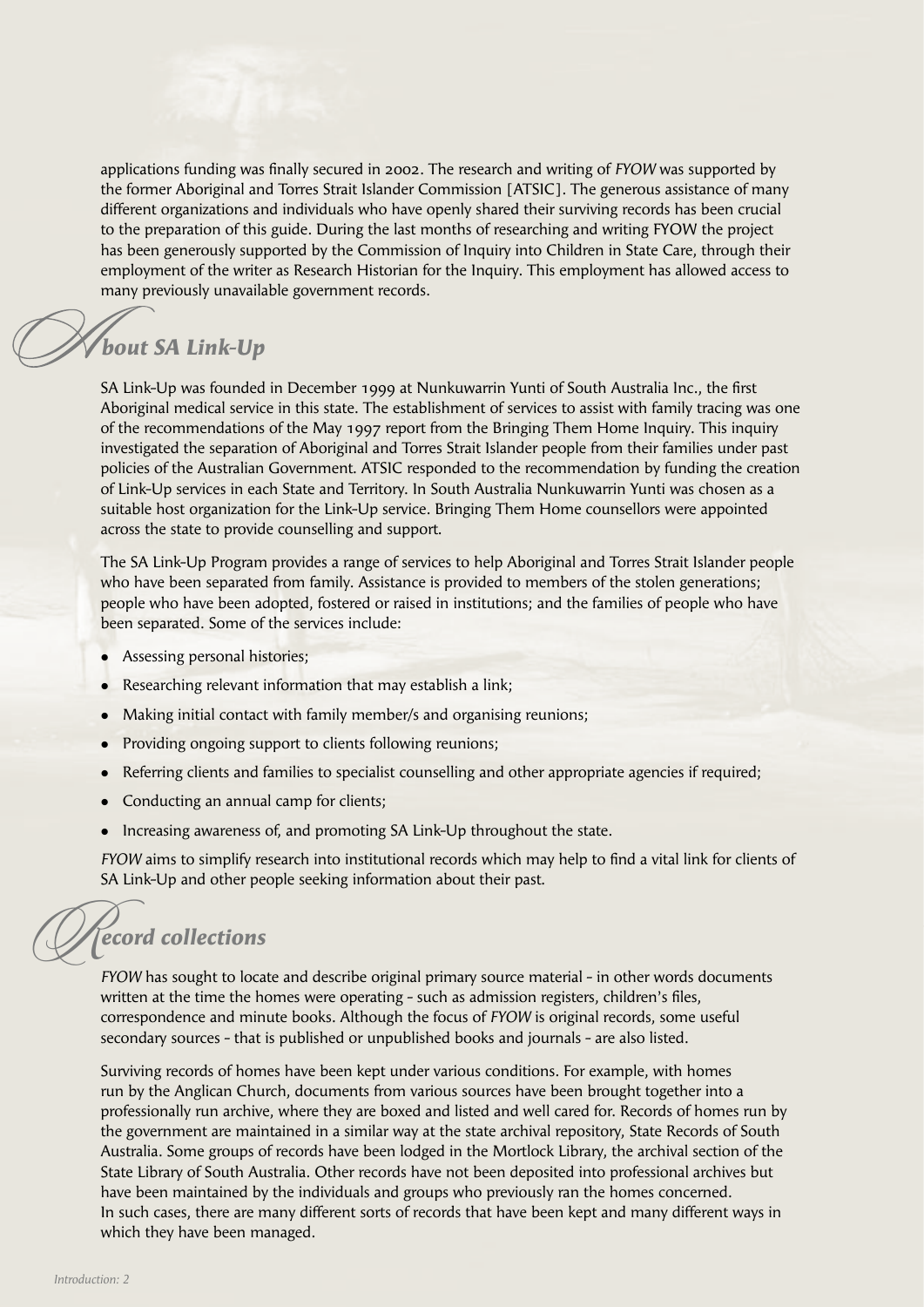applications funding was finally secured in 2002. The research and writing of *FYOW* was supported by the former Aboriginal and Torres Strait Islander Commission [ATSIC]. The generous assistance of many different organizations and individuals who have openly shared their surviving records has been crucial to the preparation of this guide. During the last months of researching and writing FYOW the project has been generously supported by the Commission of Inquiry into Children in State Care, through their employment of the writer as Research Historian for the Inquiry. This employment has allowed access to many previously unavailable government records.

## About SA Link-Up

SA Link-Up was founded in December 1999 at Nunkuwarrin Yunti of South Australia Inc., the first Aboriginal medical service in this state. The establishment of services to assist with family tracing was one of the recommendations of the May 1997 report from the Bringing Them Home Inquiry. This inquiry investigated the separation of Aboriginal and Torres Strait Islander people from their families under past policies of the Australian Government. ATSIC responded to the recommendation by funding the creation of Link-Up services in each State and Territory. In South Australia Nunkuwarrin Yunti was chosen as a suitable host organization for the Link-Up service. Bringing Them Home counsellors were appointed across the state to provide counselling and support.

The SA Link-Up Program provides a range of services to help Aboriginal and Torres Strait Islander people who have been separated from family. Assistance is provided to members of the stolen generations; people who have been adopted, fostered or raised in institutions; and the families of people who have been separated. Some of the services include:

- Assessing personal histories;
- Researching relevant information that may establish a link;
- Making initial contact with family member/s and organising reunions;
- Providing ongoing support to clients following reunions;
- Referring clients and families to specialist counselling and other appropriate agencies if required;
- Conducting an annual camp for clients;
- Increasing awareness of, and promoting SA Link-Up throughout the state.

*FYOW* aims to simplify research into institutional records which may help to find a vital link for clients of SA Link-Up and other people seeking information about their past.

## Record collections

*FYOW* has sought to locate and describe original primary source material - in other words documents written at the time the homes were operating - such as admission registers, children's files, correspondence and minute books. Although the focus of *FYOW* is original records, some useful secondary sources - that is published or unpublished books and journals - are also listed.

Surviving records of homes have been kept under various conditions. For example, with homes run by the Anglican Church, documents from various sources have been brought together into a professionally run archive, where they are boxed and listed and well cared for. Records of homes run by the government are maintained in a similar way at the state archival repository, State Records of South Australia. Some groups of records have been lodged in the Mortlock Library, the archival section of the State Library of South Australia. Other records have not been deposited into professional archives but have been maintained by the individuals and groups who previously ran the homes concerned. In such cases, there are many different sorts of records that have been kept and many different ways in which they have been managed.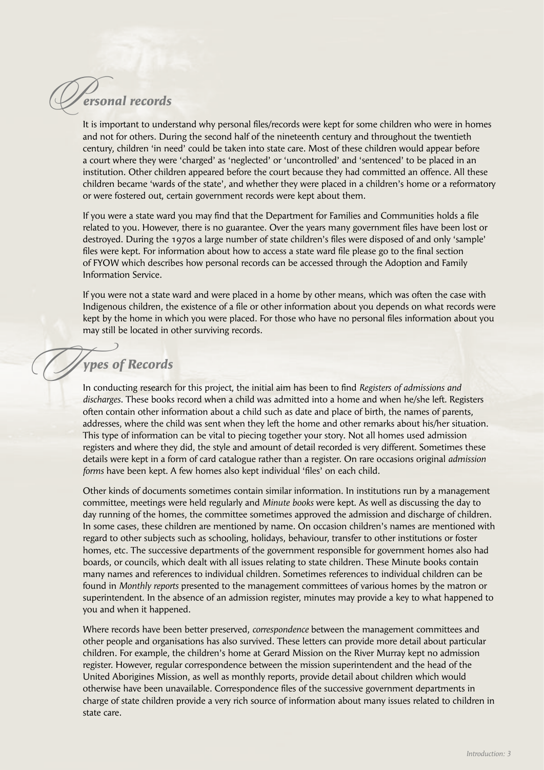## Personal records

It is important to understand why personal files/records were kept for some children who were in homes and not for others. During the second half of the nineteenth century and throughout the twentieth century, children 'in need' could be taken into state care. Most of these children would appear before a court where they were 'charged' as 'neglected' or 'uncontrolled' and 'sentenced' to be placed in an institution. Other children appeared before the court because they had committed an offence. All these children became 'wards of the state', and whether they were placed in a children's home or a reformatory or were fostered out, certain government records were kept about them.

If you were a state ward you may find that the Department for Families and Communities holds a file related to you. However, there is no guarantee. Over the years many government files have been lost or destroyed. During the 1970s a large number of state children's files were disposed of and only 'sample' files were kept. For information about how to access a state ward file please go to the final section of FYOW which describes how personal records can be accessed through the Adoption and Family Information Service.

If you were not a state ward and were placed in a home by other means, which was often the case with Indigenous children, the existence of a file or other information about you depends on what records were kept by the home in which you were placed. For those who have no personal files information about you may still be located in other surviving records.

## Types of Records

In conducting research for this project, the initial aim has been to find *Registers of admissions and discharges*. These books record when a child was admitted into a home and when he/she left. Registers often contain other information about a child such as date and place of birth, the names of parents, addresses, where the child was sent when they left the home and other remarks about his/her situation. This type of information can be vital to piecing together your story. Not all homes used admission registers and where they did, the style and amount of detail recorded is very different. Sometimes these details were kept in a form of card catalogue rather than a register. On rare occasions original *admission forms* have been kept. A few homes also kept individual 'files' on each child.

Other kinds of documents sometimes contain similar information. In institutions run by a management committee, meetings were held regularly and *Minute books* were kept. As well as discussing the day to day running of the homes, the committee sometimes approved the admission and discharge of children. In some cases, these children are mentioned by name. On occasion children's names are mentioned with regard to other subjects such as schooling, holidays, behaviour, transfer to other institutions or foster homes, etc. The successive departments of the government responsible for government homes also had boards, or councils, which dealt with all issues relating to state children. These Minute books contain many names and references to individual children. Sometimes references to individual children can be found in *Monthly reports* presented to the management committees of various homes by the matron or superintendent. In the absence of an admission register, minutes may provide a key to what happened to you and when it happened.

Where records have been better preserved, *correspondence* between the management committees and other people and organisations has also survived. These letters can provide more detail about particular children. For example, the children's home at Gerard Mission on the River Murray kept no admission register. However, regular correspondence between the mission superintendent and the head of the United Aborigines Mission, as well as monthly reports, provide detail about children which would otherwise have been unavailable. Correspondence files of the successive government departments in charge of state children provide a very rich source of information about many issues related to children in state care.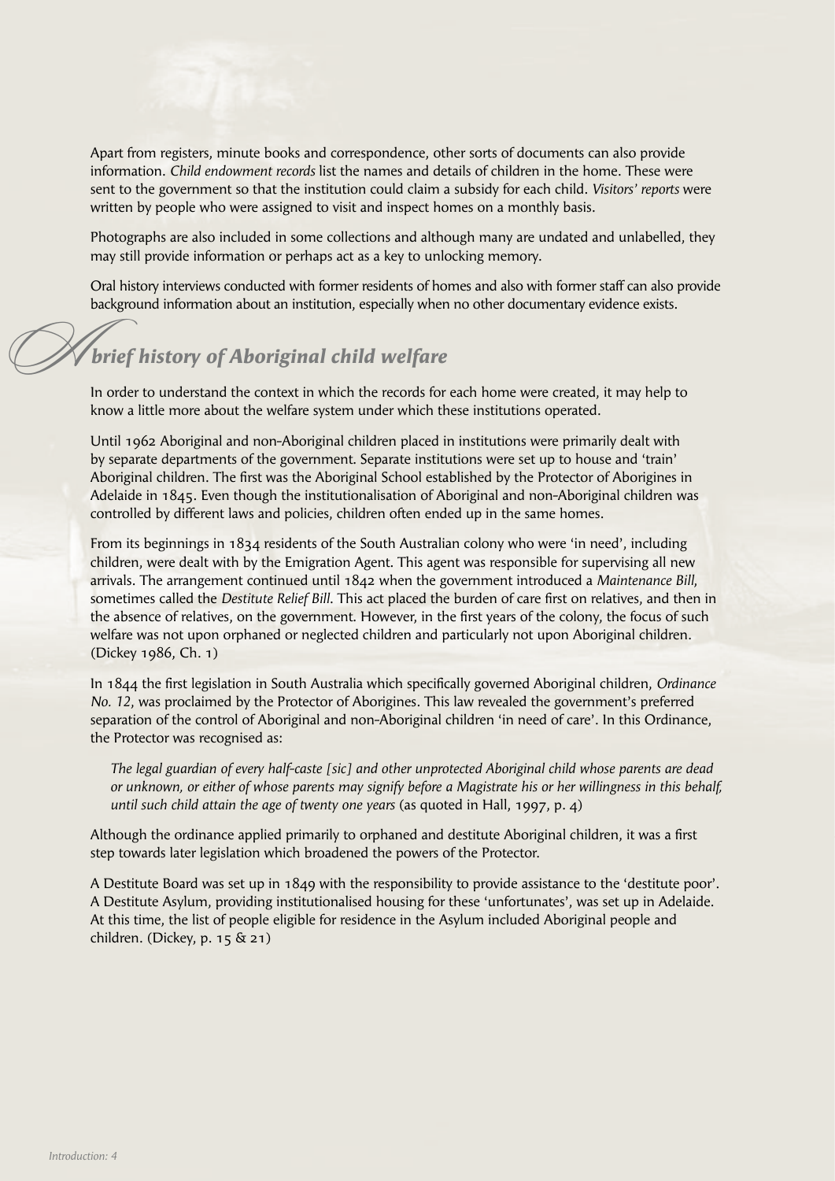Apart from registers, minute books and correspondence, other sorts of documents can also provide information. *Child endowment records* list the names and details of children in the home. These were sent to the government so that the institution could claim a subsidy for each child. *Visitors' reports* were written by people who were assigned to visit and inspect homes on a monthly basis.

Photographs are also included in some collections and although many are undated and unlabelled, they may still provide information or perhaps act as a key to unlocking memory.

Oral history interviews conducted with former residents of homes and also with former staff can also provide background information about an institution, especially when no other documentary evidence exists.

## *A brief history of Aboriginal child welfare*

In order to understand the context in which the records for each home were created, it may help to know a little more about the welfare system under which these institutions operated.

Until 1962 Aboriginal and non-Aboriginal children placed in institutions were primarily dealt with by separate departments of the government. Separate institutions were set up to house and 'train' Aboriginal children. The first was the Aboriginal School established by the Protector of Aborigines in Adelaide in 1845. Even though the institutionalisation of Aboriginal and non-Aboriginal children was controlled by different laws and policies, children often ended up in the same homes.

From its beginnings in 1834 residents of the South Australian colony who were 'in need', including children, were dealt with by the Emigration Agent. This agent was responsible for supervising all new arrivals. The arrangement continued until 1842 when the government introduced a *Maintenance Bill*, sometimes called the *Destitute Relief Bill*. This act placed the burden of care first on relatives, and then in the absence of relatives, on the government. However, in the first years of the colony, the focus of such welfare was not upon orphaned or neglected children and particularly not upon Aboriginal children. (Dickey 1986, Ch. 1)

In 1844 the first legislation in South Australia which specifically governed Aboriginal children, *Ordinance No. 12*, was proclaimed by the Protector of Aborigines. This law revealed the government's preferred separation of the control of Aboriginal and non-Aboriginal children 'in need of care'. In this Ordinance, the Protector was recognised as:

> *The legal guardian of every half-caste [sic] and other unprotected Aboriginal child whose parents are dead or unknown, or either of whose parents may signify before a Magistrate his or her willingness in this behalf, until such child attain the age of twenty one years* (as quoted in Hall, 1997, p. 4)

Although the ordinance applied primarily to orphaned and destitute Aboriginal children, it was a first step towards later legislation which broadened the powers of the Protector.

A Destitute Board was set up in 1849 with the responsibility to provide assistance to the 'destitute poor'. A Destitute Asylum, providing institutionalised housing for these 'unfortunates', was set up in Adelaide. At this time, the list of people eligible for residence in the Asylum included Aboriginal people and children. (Dickey, p. 15 & 21)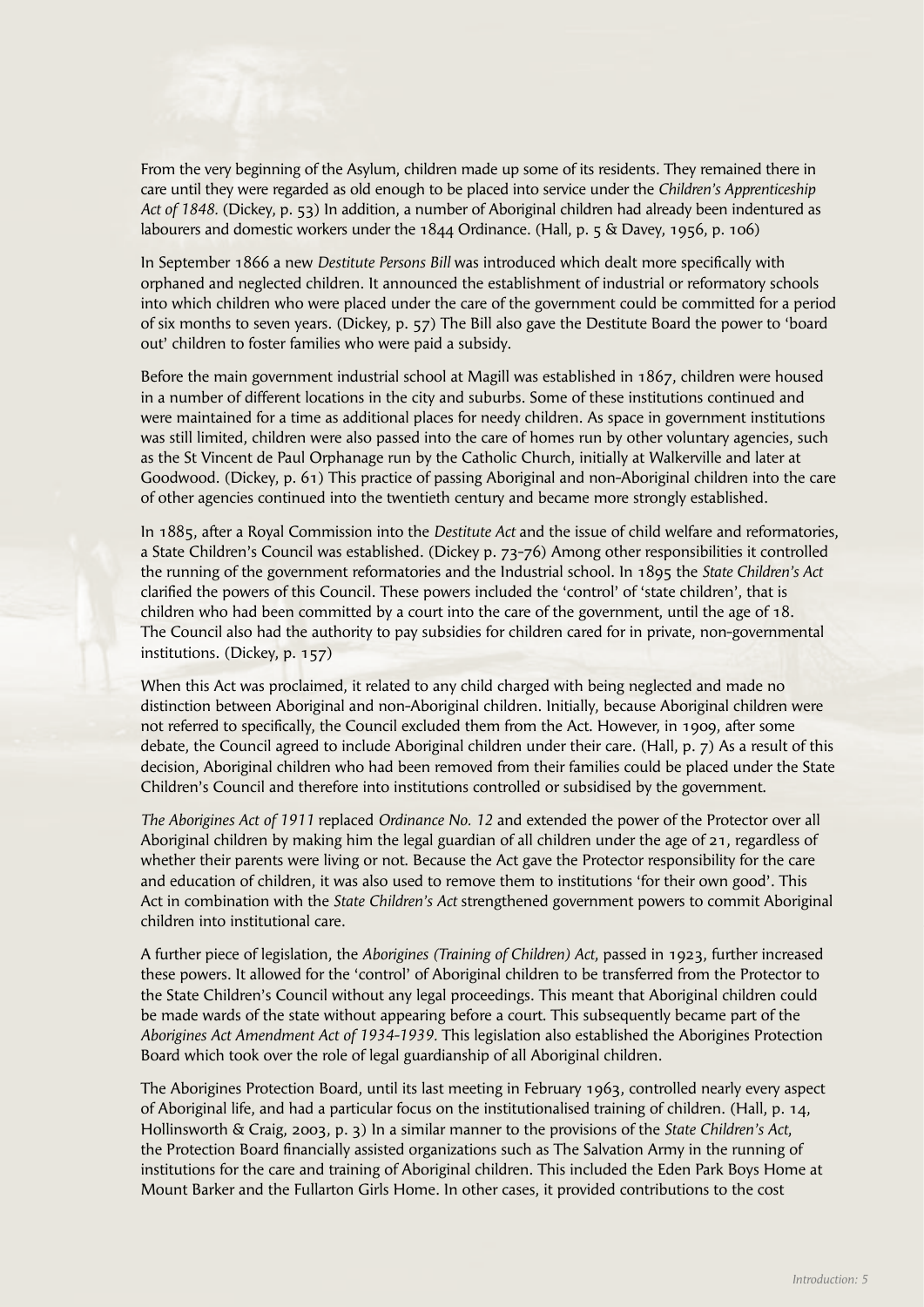From the very beginning of the Asylum, children made up some of its residents. They remained there in care until they were regarded as old enough to be placed into service under the *Children's Apprenticeship Act of 1848*. (Dickey, p. 53) In addition, a number of Aboriginal children had already been indentured as labourers and domestic workers under the 1844 Ordinance. (Hall, p. 5 & Davey, 1956, p. 106)

In September 1866 a new *Destitute Persons Bill* was introduced which dealt more specifically with orphaned and neglected children. It announced the establishment of industrial or reformatory schools into which children who were placed under the care of the government could be committed for a period of six months to seven years. (Dickey, p. 57) The Bill also gave the Destitute Board the power to 'board out' children to foster families who were paid a subsidy.

Before the main government industrial school at Magill was established in 1867, children were housed in a number of different locations in the city and suburbs. Some of these institutions continued and were maintained for a time as additional places for needy children. As space in government institutions was still limited, children were also passed into the care of homes run by other voluntary agencies, such as the St Vincent de Paul Orphanage run by the Catholic Church, initially at Walkerville and later at Goodwood. (Dickey, p. 61) This practice of passing Aboriginal and non-Aboriginal children into the care of other agencies continued into the twentieth century and became more strongly established.

In 1885, after a Royal Commission into the *Destitute Act* and the issue of child welfare and reformatories, a State Children's Council was established. (Dickey p. 73-76) Among other responsibilities it controlled the running of the government reformatories and the Industrial school. In 1895 the *State Children's Act* clarified the powers of this Council. These powers included the 'control' of 'state children', that is children who had been committed by a court into the care of the government, until the age of 18. The Council also had the authority to pay subsidies for children cared for in private, non-governmental institutions. (Dickey, p. 157)

When this Act was proclaimed, it related to any child charged with being neglected and made no distinction between Aboriginal and non-Aboriginal children. Initially, because Aboriginal children were not referred to specifically, the Council excluded them from the Act. However, in 1909, after some debate, the Council agreed to include Aboriginal children under their care. (Hall, p. 7) As a result of this decision, Aboriginal children who had been removed from their families could be placed under the State Children's Council and therefore into institutions controlled or subsidised by the government.

*The Aborigines Act of 1911* replaced *Ordinance No. 12* and extended the power of the Protector over all Aboriginal children by making him the legal guardian of all children under the age of 21, regardless of whether their parents were living or not. Because the Act gave the Protector responsibility for the care and education of children, it was also used to remove them to institutions 'for their own good'. This Act in combination with the *State Children's Act* strengthened government powers to commit Aboriginal children into institutional care.

A further piece of legislation, the *Aborigines (Training of Children) Act*, passed in 1923, further increased these powers. It allowed for the 'control' of Aboriginal children to be transferred from the Protector to the State Children's Council without any legal proceedings. This meant that Aboriginal children could be made wards of the state without appearing before a court. This subsequently became part of the *Aborigines Act Amendment Act of 1934-1939*. This legislation also established the Aborigines Protection Board which took over the role of legal guardianship of all Aboriginal children.

The Aborigines Protection Board, until its last meeting in February 1963, controlled nearly every aspect of Aboriginal life, and had a particular focus on the institutionalised training of children. (Hall, p. 14, Hollinsworth & Craig, 2003, p. 3) In a similar manner to the provisions of the *State Children's Act*, the Protection Board financially assisted organizations such as The Salvation Army in the running of institutions for the care and training of Aboriginal children. This included the Eden Park Boys Home at Mount Barker and the Fullarton Girls Home. In other cases, it provided contributions to the cost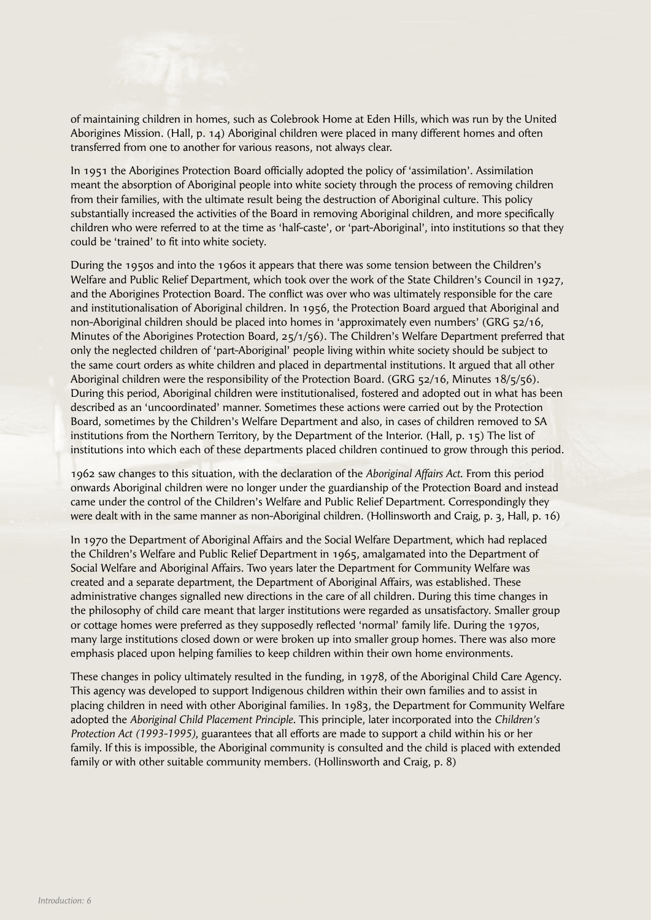of maintaining children in homes, such as Colebrook Home at Eden Hills, which was run by the United Aborigines Mission. (Hall, p. 14) Aboriginal children were placed in many different homes and often transferred from one to another for various reasons, not always clear.

In 1951 the Aborigines Protection Board officially adopted the policy of 'assimilation'. Assimilation meant the absorption of Aboriginal people into white society through the process of removing children from their families, with the ultimate result being the destruction of Aboriginal culture. This policy substantially increased the activities of the Board in removing Aboriginal children, and more specifically children who were referred to at the time as 'half-caste', or 'part-Aboriginal', into institutions so that they could be 'trained' to fit into white society.

During the 1950s and into the 1960s it appears that there was some tension between the Children's Welfare and Public Relief Department, which took over the work of the State Children's Council in 1927, and the Aborigines Protection Board. The conflict was over who was ultimately responsible for the care and institutionalisation of Aboriginal children. In 1956, the Protection Board argued that Aboriginal and non-Aboriginal children should be placed into homes in 'approximately even numbers' (GRG 52/16, Minutes of the Aborigines Protection Board, 25/1/56). The Children's Welfare Department preferred that only the neglected children of 'part-Aboriginal' people living within white society should be subject to the same court orders as white children and placed in departmental institutions. It argued that all other Aboriginal children were the responsibility of the Protection Board. (GRG 52/16, Minutes 18/5/56). During this period, Aboriginal children were institutionalised, fostered and adopted out in what has been described as an 'uncoordinated' manner. Sometimes these actions were carried out by the Protection Board, sometimes by the Children's Welfare Department and also, in cases of children removed to SA institutions from the Northern Territory, by the Department of the Interior. (Hall, p. 15) The list of institutions into which each of these departments placed children continued to grow through this period.

1962 saw changes to this situation, with the declaration of the *Aboriginal Affairs Act*. From this period onwards Aboriginal children were no longer under the guardianship of the Protection Board and instead came under the control of the Children's Welfare and Public Relief Department. Correspondingly they were dealt with in the same manner as non-Aboriginal children. (Hollinsworth and Craig, p. 3, Hall, p. 16)

In 1970 the Department of Aboriginal Affairs and the Social Welfare Department, which had replaced the Children's Welfare and Public Relief Department in 1965, amalgamated into the Department of Social Welfare and Aboriginal Affairs. Two years later the Department for Community Welfare was created and a separate department, the Department of Aboriginal Affairs, was established. These administrative changes signalled new directions in the care of all children. During this time changes in the philosophy of child care meant that larger institutions were regarded as unsatisfactory. Smaller group or cottage homes were preferred as they supposedly reflected 'normal' family life. During the 1970s, many large institutions closed down or were broken up into smaller group homes. There was also more emphasis placed upon helping families to keep children within their own home environments.

These changes in policy ultimately resulted in the funding, in 1978, of the Aboriginal Child Care Agency. This agency was developed to support Indigenous children within their own families and to assist in placing children in need with other Aboriginal families. In 1983, the Department for Community Welfare adopted the *Aboriginal Child Placement Principle*. This principle, later incorporated into the *Children's Protection Act (1993-1995)*, guarantees that all efforts are made to support a child within his or her family. If this is impossible, the Aboriginal community is consulted and the child is placed with extended family or with other suitable community members. (Hollinsworth and Craig, p. 8)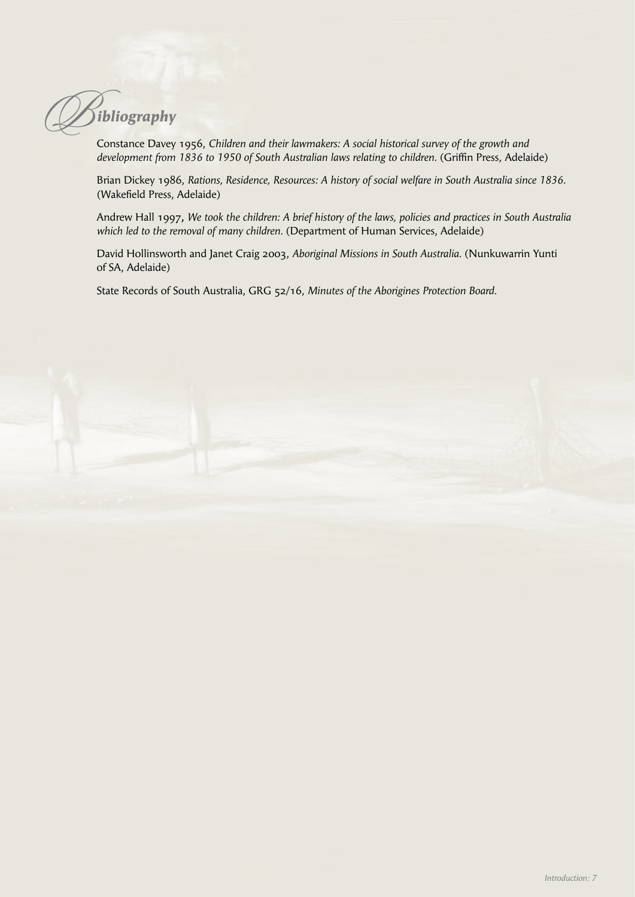# Bibliography

Constance Davey 1956, *Children and their lawmakers: A social historical survey of the growth and development from 1836 to 1950 of South Australian laws relating to children.* (Griffin Press, Adelaide)

Brian Dickey 1986, *Rations, Residence, Resources: A history of social welfare in South Australia since 1836.* (Wakefield Press, Adelaide)

Andrew Hall 1997, *We took the children: A brief history of the laws, policies and practices in South Australia which led to the removal of many children.* (Department of Human Services, Adelaide)

David Hollinsworth and Janet Craig 2003, *Aboriginal Missions in South Australia.* (Nunkuwarrin Yunti of SA, Adelaide)

State Records of South Australia, GRG 52/16, *Minutes of the Aborigines Protection Board.*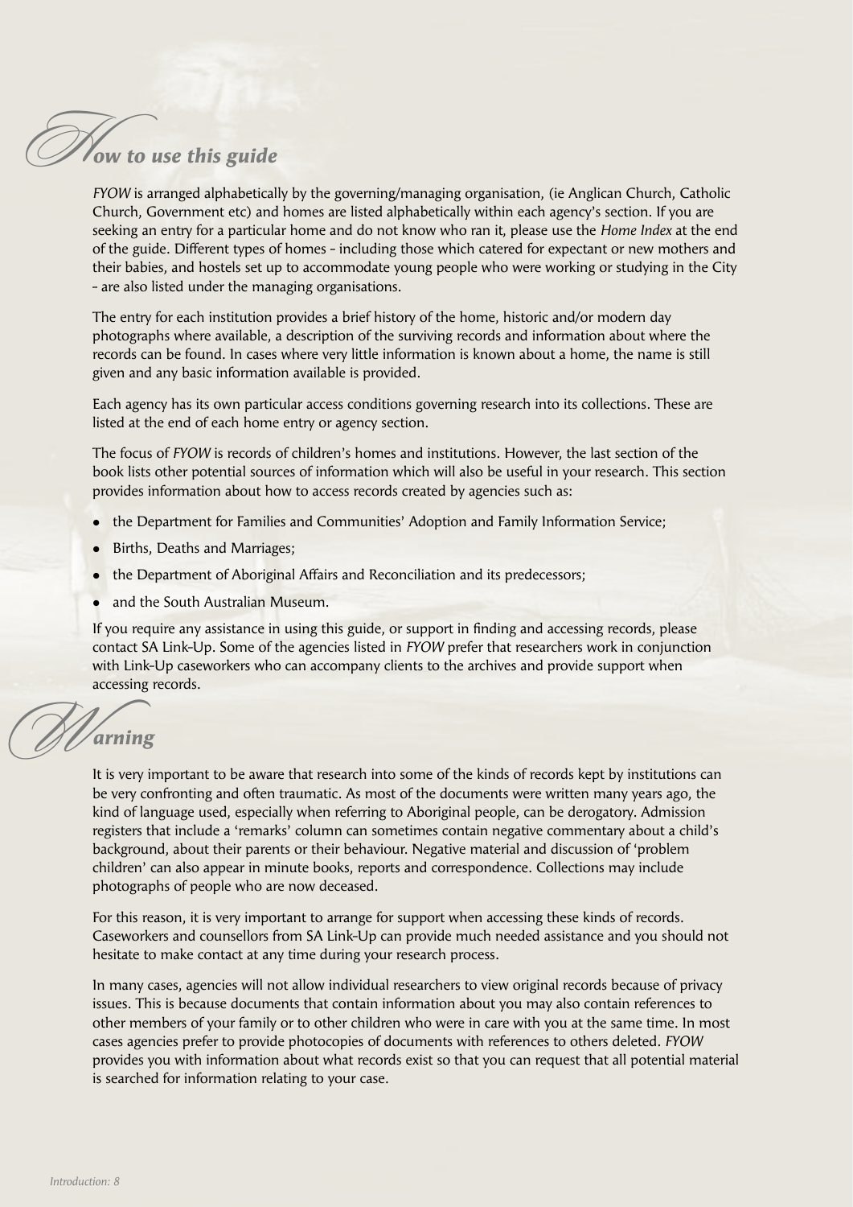## How to use this guide

*FYOW* is arranged alphabetically by the governing/managing organisation, (ie Anglican Church, Catholic Church, Government etc) and homes are listed alphabetically within each agency's section. If you are seeking an entry for a particular home and do not know who ran it, please use the *Home Index* at the end of the guide. Different types of homes - including those which catered for expectant or new mothers and their babies, and hostels set up to accommodate young people who were working or studying in the City - are also listed under the managing organisations.

The entry for each institution provides a brief history of the home, historic and/or modern day photographs where available, a description of the surviving records and information about where the records can be found. In cases where very little information is known about a home, the name is still given and any basic information available is provided.

Each agency has its own particular access conditions governing research into its collections. These are listed at the end of each home entry or agency section.

The focus of *FYOW* is records of children's homes and institutions. However, the last section of the book lists other potential sources of information which will also be useful in your research. This section provides information about how to access records created by agencies such as:

- the Department for Families and Communities' Adoption and Family Information Service;
- Births, Deaths and Marriages;
- the Department of Aboriginal Affairs and Reconciliation and its predecessors;
- and the South Australian Museum.

If you require any assistance in using this guide, or support in finding and accessing records, please contact SA Link-Up. Some of the agencies listed in *FYOW* prefer that researchers work in conjunction with Link-Up caseworkers who can accompany clients to the archives and provide support when accessing records.

## Warning

It is very important to be aware that research into some of the kinds of records kept by institutions can be very confronting and often traumatic. As most of the documents were written many years ago, the kind of language used, especially when referring to Aboriginal people, can be derogatory. Admission registers that include a 'remarks' column can sometimes contain negative commentary about a child's background, about their parents or their behaviour. Negative material and discussion of 'problem children' can also appear in minute books, reports and correspondence. Collections may include photographs of people who are now deceased.

For this reason, it is very important to arrange for support when accessing these kinds of records. Caseworkers and counsellors from SA Link-Up can provide much needed assistance and you should not hesitate to make contact at any time during your research process.

In many cases, agencies will not allow individual researchers to view original records because of privacy issues. This is because documents that contain information about you may also contain references to other members of your family or to other children who were in care with you at the same time. In most cases agencies prefer to provide photocopies of documents with references to others deleted. *FYOW* provides you with information about what records exist so that you can request that all potential material is searched for information relating to your case.